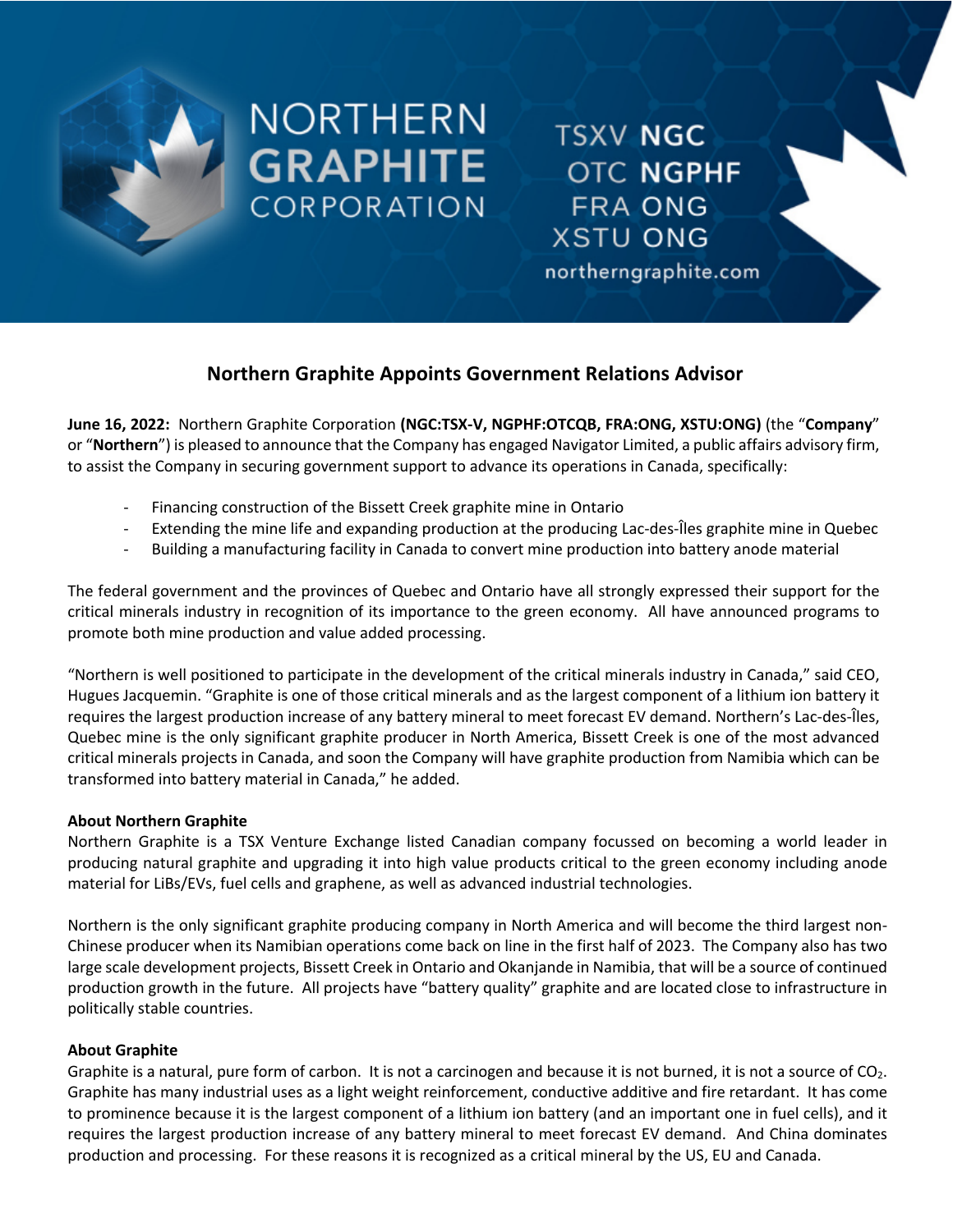NORTHERN GRAPHITE CORPORATION

TSXV NGC
OTC NGPHF
FRA ONG
XSTU ONG
northerngraphite.com

# Northern Graphite Appoints Government Relations Advisor

**June 16, 2022:** Northern Graphite Corporation **(NGC:TSX-V, NGPHF:OTCQB, FRA:ONG, XSTU:ONG)** (the "**Company**" or "**Northern**") is pleased to announce that the Company has engaged Navigator Limited, a public affairs advisory firm, to assist the Company in securing government support to advance its operations in Canada, specifically:

- Financing construction of the Bissett Creek graphite mine in Ontario
- Extending the mine life and expanding production at the producing Lac-des-Îles graphite mine in Quebec
- Building a manufacturing facility in Canada to convert mine production into battery anode material

The federal government and the provinces of Quebec and Ontario have all strongly expressed their support for the critical minerals industry in recognition of its importance to the green economy. All have announced programs to promote both mine production and value added processing.

"Northern is well positioned to participate in the development of the critical minerals industry in Canada," said CEO, Hugues Jacquemin. "Graphite is one of those critical minerals and as the largest component of a lithium ion battery it requires the largest production increase of any battery mineral to meet forecast EV demand. Northern's Lac-des-Îles, Quebec mine is the only significant graphite producer in North America, Bissett Creek is one of the most advanced critical minerals projects in Canada, and soon the Company will have graphite production from Namibia which can be transformed into battery material in Canada," he added.

**About Northern Graphite**

Northern Graphite is a TSX Venture Exchange listed Canadian company focussed on becoming a world leader in producing natural graphite and upgrading it into high value products critical to the green economy including anode material for LiBs/EVs, fuel cells and graphene, as well as advanced industrial technologies.

Northern is the only significant graphite producing company in North America and will become the third largest non-Chinese producer when its Namibian operations come back on line in the first half of 2023. The Company also has two large scale development projects, Bissett Creek in Ontario and Okanjande in Namibia, that will be a source of continued production growth in the future. All projects have "battery quality" graphite and are located close to infrastructure in politically stable countries.

**About Graphite**

Graphite is a natural, pure form of carbon. It is not a carcinogen and because it is not burned, it is not a source of $CO_2$. Graphite has many industrial uses as a light weight reinforcement, conductive additive and fire retardant. It has come to prominence because it is the largest component of a lithium ion battery (and an important one in fuel cells), and it requires the largest production increase of any battery mineral to meet forecast EV demand. And China dominates production and processing. For these reasons it is recognized as a critical mineral by the US, EU and Canada.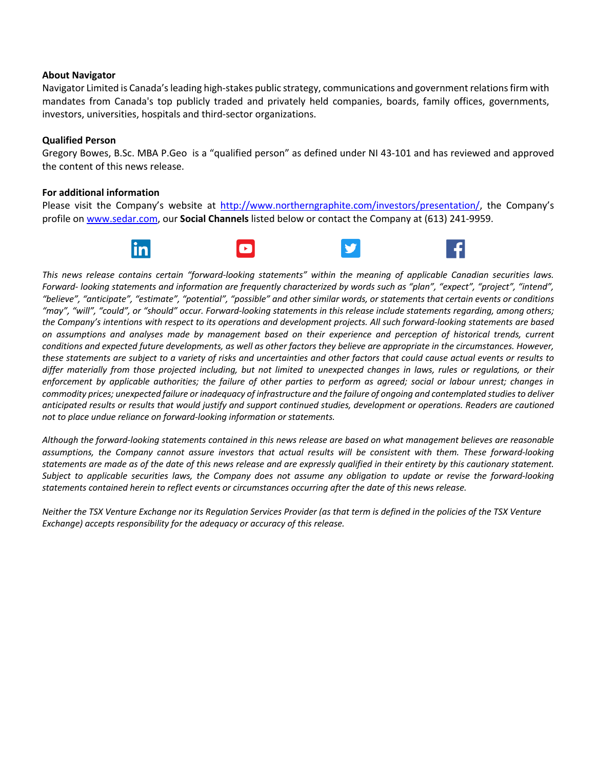**About Navigator**

Navigator Limited is Canada's leading high-stakes public strategy, communications and government relations firm with mandates from Canada's top publicly traded and privately held companies, boards, family offices, governments, investors, universities, hospitals and third-sector organizations.

**Qualified Person**

Gregory Bowes, B.Sc. MBA P.Geo is a "qualified person" as defined under NI 43-101 and has reviewed and approved the content of this news release.

**For additional information**

Please visit the Company's website at http://www.northerngraphite.com/investors/presentation/, the Company's profile on www.sedar.com, our **Social Channels** listed below or contact the Company at (613) 241-9959.

*This news release contains certain "forward-looking statements" within the meaning of applicable Canadian securities laws. Forward- looking statements and information are frequently characterized by words such as "plan", "expect", "project", "intend", "believe", "anticipate", "estimate", "potential", "possible" and other similar words, or statements that certain events or conditions "may", "will", "could", or "should" occur. Forward-looking statements in this release include statements regarding, among others; the Company's intentions with respect to its operations and development projects. All such forward-looking statements are based on assumptions and analyses made by management based on their experience and perception of historical trends, current conditions and expected future developments, as well as other factors they believe are appropriate in the circumstances. However, these statements are subject to a variety of risks and uncertainties and other factors that could cause actual events or results to differ materially from those projected including, but not limited to unexpected changes in laws, rules or regulations, or their enforcement by applicable authorities; the failure of other parties to perform as agreed; social or labour unrest; changes in commodity prices; unexpected failure or inadequacy of infrastructure and the failure of ongoing and contemplated studies to deliver anticipated results or results that would justify and support continued studies, development or operations. Readers are cautioned not to place undue reliance on forward-looking information or statements.*

*Although the forward-looking statements contained in this news release are based on what management believes are reasonable assumptions, the Company cannot assure investors that actual results will be consistent with them. These forward-looking statements are made as of the date of this news release and are expressly qualified in their entirety by this cautionary statement. Subject to applicable securities laws, the Company does not assume any obligation to update or revise the forward-looking statements contained herein to reflect events or circumstances occurring after the date of this news release.*

*Neither the TSX Venture Exchange nor its Regulation Services Provider (as that term is defined in the policies of the TSX Venture Exchange) accepts responsibility for the adequacy or accuracy of this release.*